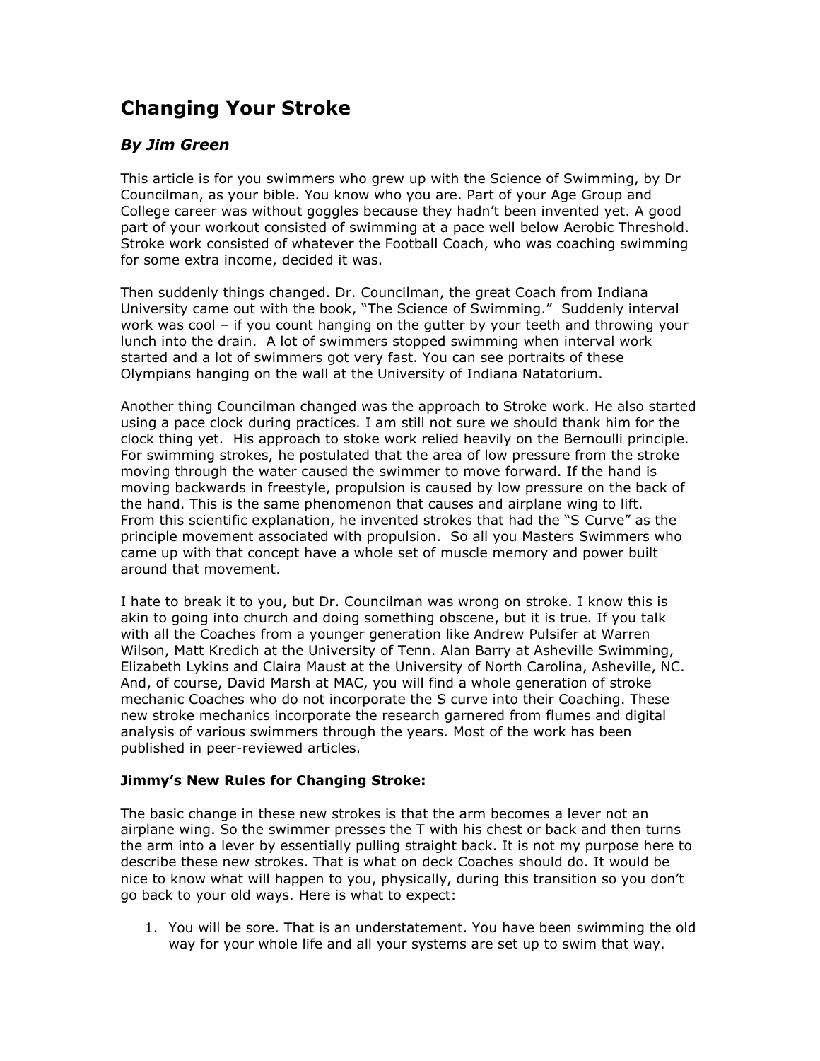# Changing Your Stroke

## *By Jim Green*

This article is for you swimmers who grew up with the Science of Swimming, by Dr Councilman, as your bible. You know who you are. Part of your Age Group and College career was without goggles because they hadn't been invented yet. A good part of your workout consisted of swimming at a pace well below Aerobic Threshold. Stroke work consisted of whatever the Football Coach, who was coaching swimming for some extra income, decided it was.

Then suddenly things changed. Dr. Councilman, the great Coach from Indiana University came out with the book, "The Science of Swimming." Suddenly interval work was cool – if you count hanging on the gutter by your teeth and throwing your lunch into the drain. A lot of swimmers stopped swimming when interval work started and a lot of swimmers got very fast. You can see portraits of these Olympians hanging on the wall at the University of Indiana Natatorium.

Another thing Councilman changed was the approach to Stroke work. He also started using a pace clock during practices. I am still not sure we should thank him for the clock thing yet. His approach to stoke work relied heavily on the Bernoulli principle. For swimming strokes, he postulated that the area of low pressure from the stroke moving through the water caused the swimmer to move forward. If the hand is moving backwards in freestyle, propulsion is caused by low pressure on the back of the hand. This is the same phenomenon that causes and airplane wing to lift. From this scientific explanation, he invented strokes that had the "S Curve" as the principle movement associated with propulsion. So all you Masters Swimmers who came up with that concept have a whole set of muscle memory and power built around that movement.

I hate to break it to you, but Dr. Councilman was wrong on stroke. I know this is akin to going into church and doing something obscene, but it is true. If you talk with all the Coaches from a younger generation like Andrew Pulsifer at Warren Wilson, Matt Kredich at the University of Tenn. Alan Barry at Asheville Swimming, Elizabeth Lykins and Claira Maust at the University of North Carolina, Asheville, NC. And, of course, David Marsh at MAC, you will find a whole generation of stroke mechanic Coaches who do not incorporate the S curve into their Coaching. These new stroke mechanics incorporate the research garnered from flumes and digital analysis of various swimmers through the years. Most of the work has been published in peer-reviewed articles.

**Jimmy's New Rules for Changing Stroke:**

The basic change in these new strokes is that the arm becomes a lever not an airplane wing. So the swimmer presses the T with his chest or back and then turns the arm into a lever by essentially pulling straight back. It is not my purpose here to describe these new strokes. That is what on deck Coaches should do. It would be nice to know what will happen to you, physically, during this transition so you don't go back to your old ways. Here is what to expect:

1. You will be sore. That is an understatement. You have been swimming the old way for your whole life and all your systems are set up to swim that way.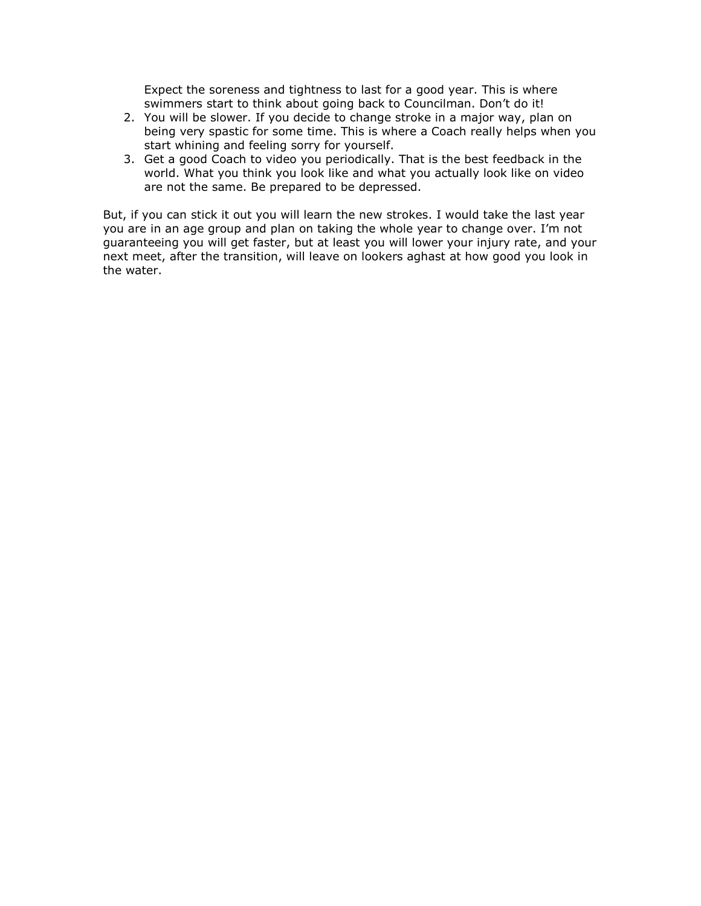Expect the soreness and tightness to last for a good year. This is where swimmers start to think about going back to Councilman. Don't do it!

2. You will be slower. If you decide to change stroke in a major way, plan on being very spastic for some time. This is where a Coach really helps when you start whining and feeling sorry for yourself.
3. Get a good Coach to video you periodically. That is the best feedback in the world. What you think you look like and what you actually look like on video are not the same. Be prepared to be depressed.

But, if you can stick it out you will learn the new strokes. I would take the last year you are in an age group and plan on taking the whole year to change over. I'm not guaranteeing you will get faster, but at least you will lower your injury rate, and your next meet, after the transition, will leave on lookers aghast at how good you look in the water.